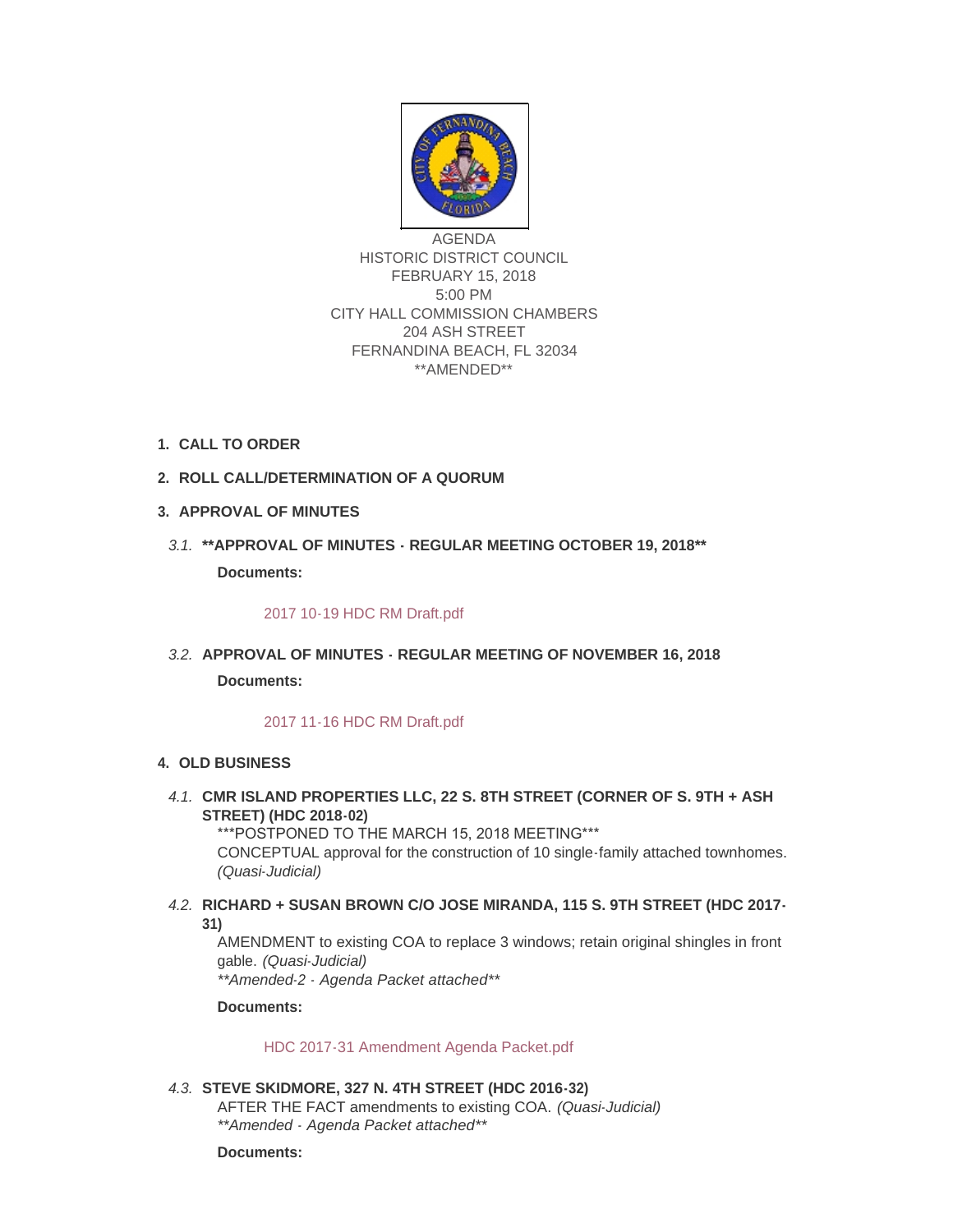AGENDA
HISTORIC DISTRICT COUNCIL
FEBRUARY 15, 2018
5:00 PM
CITY HALL COMMISSION CHAMBERS
204 ASH STREET
FERNANDINA BEACH, FL 32034
**AMENDED**

1. **CALL TO ORDER**

2. **ROLL CALL/DETERMINATION OF A QUORUM**

3. **APPROVAL OF MINUTES**

   *3.1.* **\*\*APPROVAL OF MINUTES - REGULAR MEETING OCTOBER 19, 2018\*\***

   **Documents:**

   2017 10-19 HDC RM Draft.pdf

   *3.2.* **APPROVAL OF MINUTES - REGULAR MEETING OF NOVEMBER 16, 2018**

   **Documents:**

   2017 11-16 HDC RM Draft.pdf

4. **OLD BUSINESS**

   *4.1.* **CMR ISLAND PROPERTIES LLC, 22 S. 8TH STREET (CORNER OF S. 9TH + ASH STREET) (HDC 2018-02)**
   ***POSTPONED TO THE MARCH 15, 2018 MEETING***
   CONCEPTUAL approval for the construction of 10 single-family attached townhomes. *(Quasi-Judicial)*

   *4.2.* **RICHARD + SUSAN BROWN C/O JOSE MIRANDA, 115 S. 9TH STREET (HDC 2017-31)**
   AMENDMENT to existing COA to replace 3 windows; retain original shingles in front gable. *(Quasi-Judicial)*
   *\*\*Amended-2 - Agenda Packet attached\*\**

   **Documents:**

   HDC 2017-31 Amendment Agenda Packet.pdf

   *4.3.* **STEVE SKIDMORE, 327 N. 4TH STREET (HDC 2016-32)**
   AFTER THE FACT amendments to existing COA. *(Quasi-Judicial)*
   *\*\*Amended - Agenda Packet attached\*\**

   **Documents:**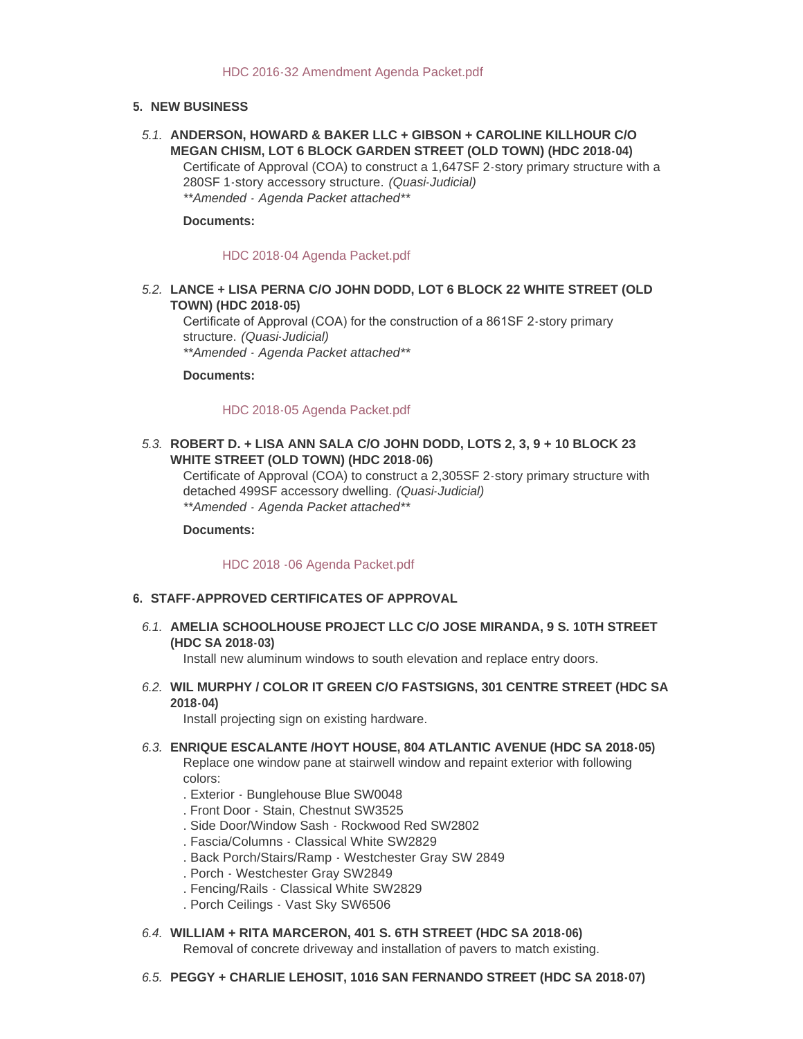HDC 2016-32 Amendment Agenda Packet.pdf

## 5. NEW BUSINESS

### 5.1. ANDERSON, HOWARD & BAKER LLC + GIBSON + CAROLINE KILLHOUR C/O MEGAN CHISM, LOT 6 BLOCK GARDEN STREET (OLD TOWN) (HDC 2018-04)

Certificate of Approval (COA) to construct a 1,647SF 2-story primary structure with a 280SF 1-story accessory structure. *(Quasi-Judicial)*
*\*\*Amended - Agenda Packet attached\*\**

**Documents:**

HDC 2018-04 Agenda Packet.pdf

### 5.2. LANCE + LISA PERNA C/O JOHN DODD, LOT 6 BLOCK 22 WHITE STREET (OLD TOWN) (HDC 2018-05)

Certificate of Approval (COA) for the construction of a 861SF 2-story primary structure. *(Quasi-Judicial)*
*\*\*Amended - Agenda Packet attached\*\**

**Documents:**

HDC 2018-05 Agenda Packet.pdf

### 5.3. ROBERT D. + LISA ANN SALA C/O JOHN DODD, LOTS 2, 3, 9 + 10 BLOCK 23 WHITE STREET (OLD TOWN) (HDC 2018-06)

Certificate of Approval (COA) to construct a 2,305SF 2-story primary structure with detached 499SF accessory dwelling. *(Quasi-Judicial)*
*\*\*Amended - Agenda Packet attached\*\**

**Documents:**

HDC 2018 -06 Agenda Packet.pdf

## 6. STAFF-APPROVED CERTIFICATES OF APPROVAL

### 6.1. AMELIA SCHOOLHOUSE PROJECT LLC C/O JOSE MIRANDA, 9 S. 10TH STREET (HDC SA 2018-03)

Install new aluminum windows to south elevation and replace entry doors.

### 6.2. WIL MURPHY / COLOR IT GREEN C/O FASTSIGNS, 301 CENTRE STREET (HDC SA 2018-04)

Install projecting sign on existing hardware.

### 6.3. ENRIQUE ESCALANTE /HOYT HOUSE, 804 ATLANTIC AVENUE (HDC SA 2018-05)

Replace one window pane at stairwell window and repaint exterior with following colors:

. Exterior - Bunglehouse Blue SW0048
. Front Door - Stain, Chestnut SW3525
. Side Door/Window Sash - Rockwood Red SW2802
. Fascia/Columns - Classical White SW2829
. Back Porch/Stairs/Ramp - Westchester Gray SW 2849
. Porch - Westchester Gray SW2849
. Fencing/Rails - Classical White SW2829
. Porch Ceilings - Vast Sky SW6506

### 6.4. WILLIAM + RITA MARCERON, 401 S. 6TH STREET (HDC SA 2018-06)

Removal of concrete driveway and installation of pavers to match existing.

### 6.5. PEGGY + CHARLIE LEHOSIT, 1016 SAN FERNANDO STREET (HDC SA 2018-07)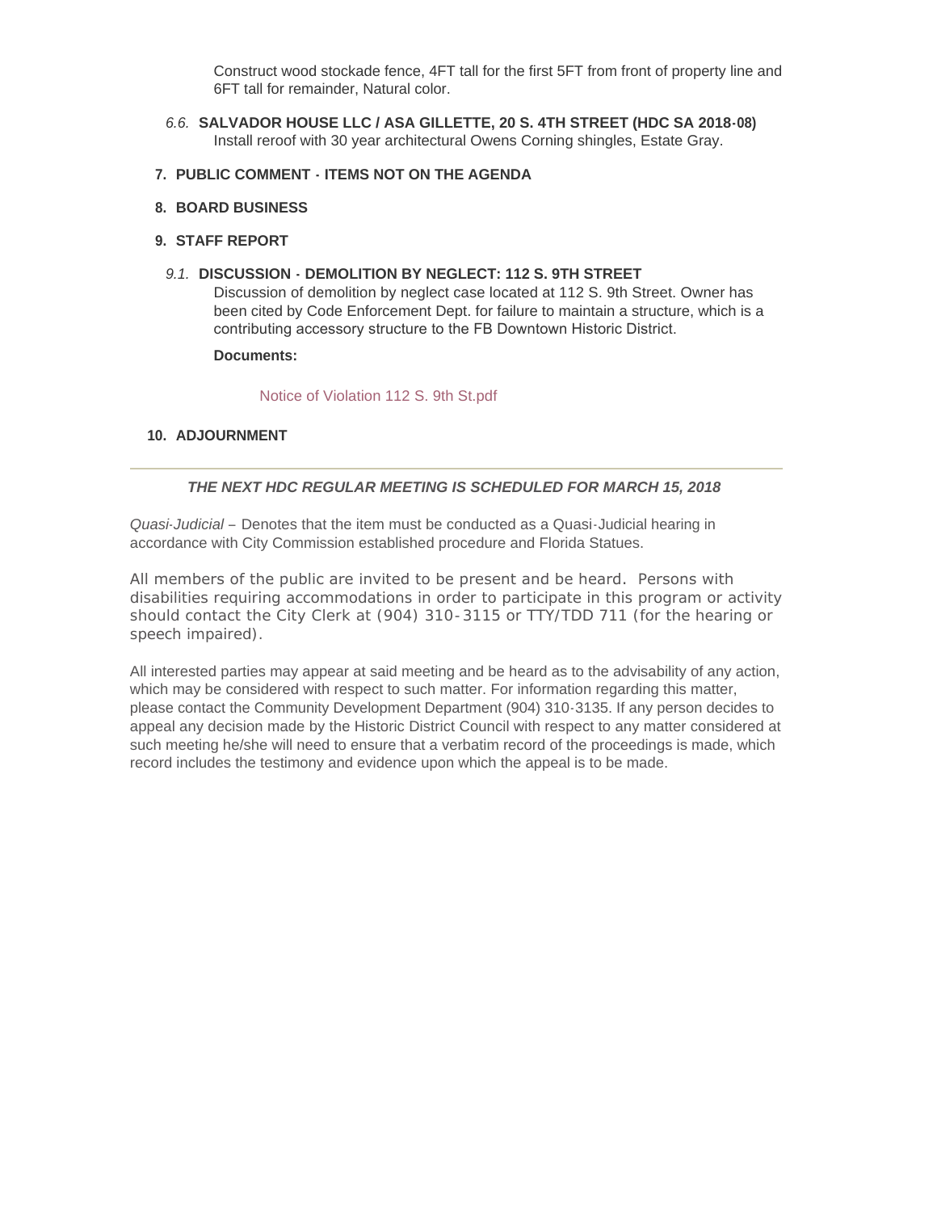Construct wood stockade fence, 4FT tall for the first 5FT from front of property line and 6FT tall for remainder, Natural color.

*6.6.* **SALVADOR HOUSE LLC / ASA GILLETTE, 20 S. 4TH STREET (HDC SA 2018-08)**
Install reroof with 30 year architectural Owens Corning shingles, Estate Gray.

**7. PUBLIC COMMENT - ITEMS NOT ON THE AGENDA**

**8. BOARD BUSINESS**

**9. STAFF REPORT**

*9.1.* **DISCUSSION - DEMOLITION BY NEGLECT: 112 S. 9TH STREET**
Discussion of demolition by neglect case located at 112 S. 9th Street. Owner has been cited by Code Enforcement Dept. for failure to maintain a structure, which is a contributing accessory structure to the FB Downtown Historic District.

**Documents:**

Notice of Violation 112 S. 9th St.pdf

**10. ADJOURNMENT**

---

***THE NEXT HDC REGULAR MEETING IS SCHEDULED FOR MARCH 15, 2018***

*Quasi-Judicial* – Denotes that the item must be conducted as a Quasi-Judicial hearing in accordance with City Commission established procedure and Florida Statues.

All members of the public are invited to be present and be heard. Persons with disabilities requiring accommodations in order to participate in this program or activity should contact the City Clerk at (904) 310-3115 or TTY/TDD 711 (for the hearing or speech impaired).

All interested parties may appear at said meeting and be heard as to the advisability of any action, which may be considered with respect to such matter. For information regarding this matter, please contact the Community Development Department (904) 310-3135. If any person decides to appeal any decision made by the Historic District Council with respect to any matter considered at such meeting he/she will need to ensure that a verbatim record of the proceedings is made, which record includes the testimony and evidence upon which the appeal is to be made.